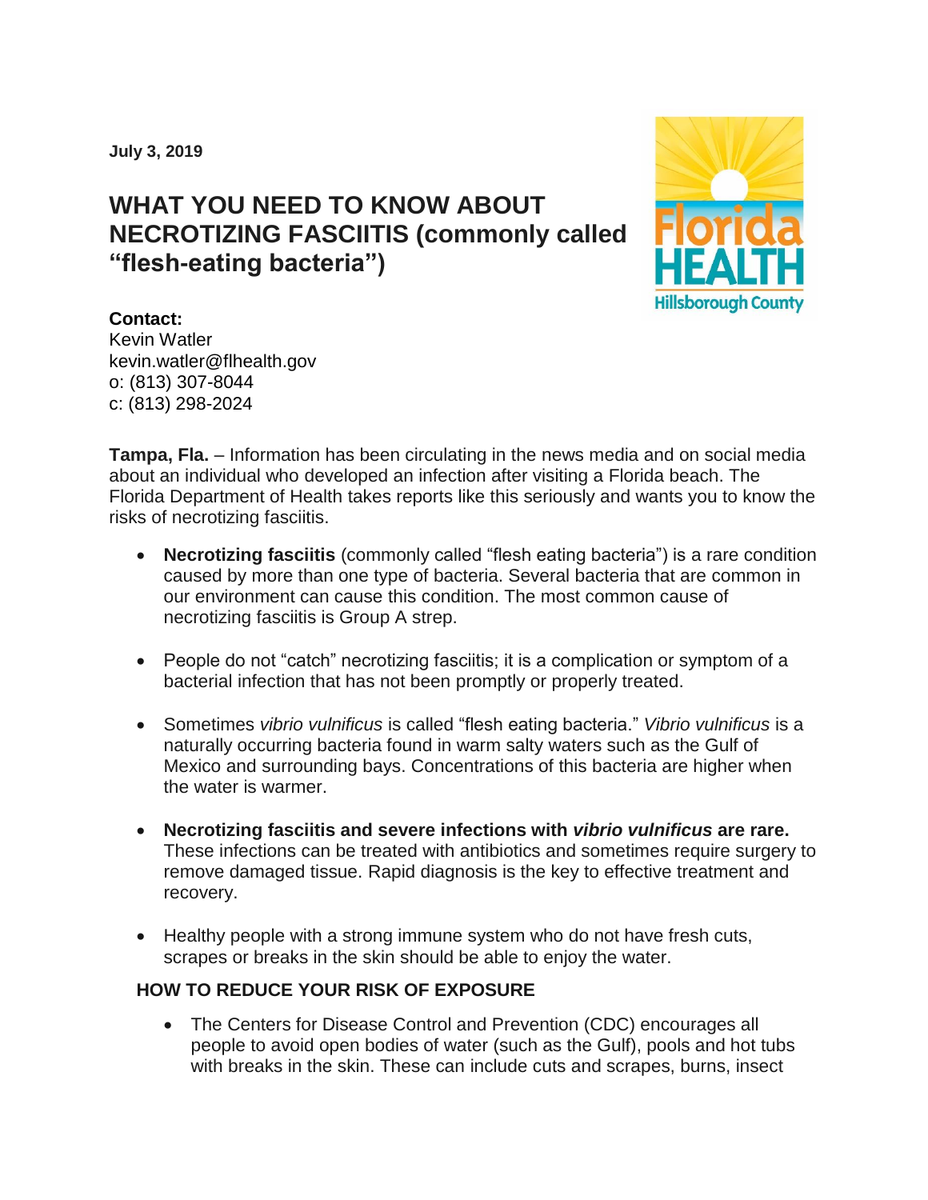**July 3, 2019**

# WHAT YOU NEED TO KNOW ABOUT NECROTIZING FASCIITIS (commonly called "flesh-eating bacteria")

Florida HEALTH
Hillsborough County

**Contact:**
Kevin Watler
kevin.watler@flhealth.gov
o: (813) 307-8044
c: (813) 298-2024

**Tampa, Fla.** – Information has been circulating in the news media and on social media about an individual who developed an infection after visiting a Florida beach. The Florida Department of Health takes reports like this seriously and wants you to know the risks of necrotizing fasciitis.

- **Necrotizing fasciitis** (commonly called "flesh eating bacteria") is a rare condition caused by more than one type of bacteria. Several bacteria that are common in our environment can cause this condition. The most common cause of necrotizing fasciitis is Group A strep.

- People do not "catch" necrotizing fasciitis; it is a complication or symptom of a bacterial infection that has not been promptly or properly treated.

- Sometimes *vibrio vulnificus* is called "flesh eating bacteria." *Vibrio vulnificus* is a naturally occurring bacteria found in warm salty waters such as the Gulf of Mexico and surrounding bays. Concentrations of this bacteria are higher when the water is warmer.

- **Necrotizing fasciitis and severe infections with *vibrio vulnificus* are rare.** These infections can be treated with antibiotics and sometimes require surgery to remove damaged tissue. Rapid diagnosis is the key to effective treatment and recovery.

- Healthy people with a strong immune system who do not have fresh cuts, scrapes or breaks in the skin should be able to enjoy the water.

## HOW TO REDUCE YOUR RISK OF EXPOSURE

- The Centers for Disease Control and Prevention (CDC) encourages all people to avoid open bodies of water (such as the Gulf), pools and hot tubs with breaks in the skin. These can include cuts and scrapes, burns, insect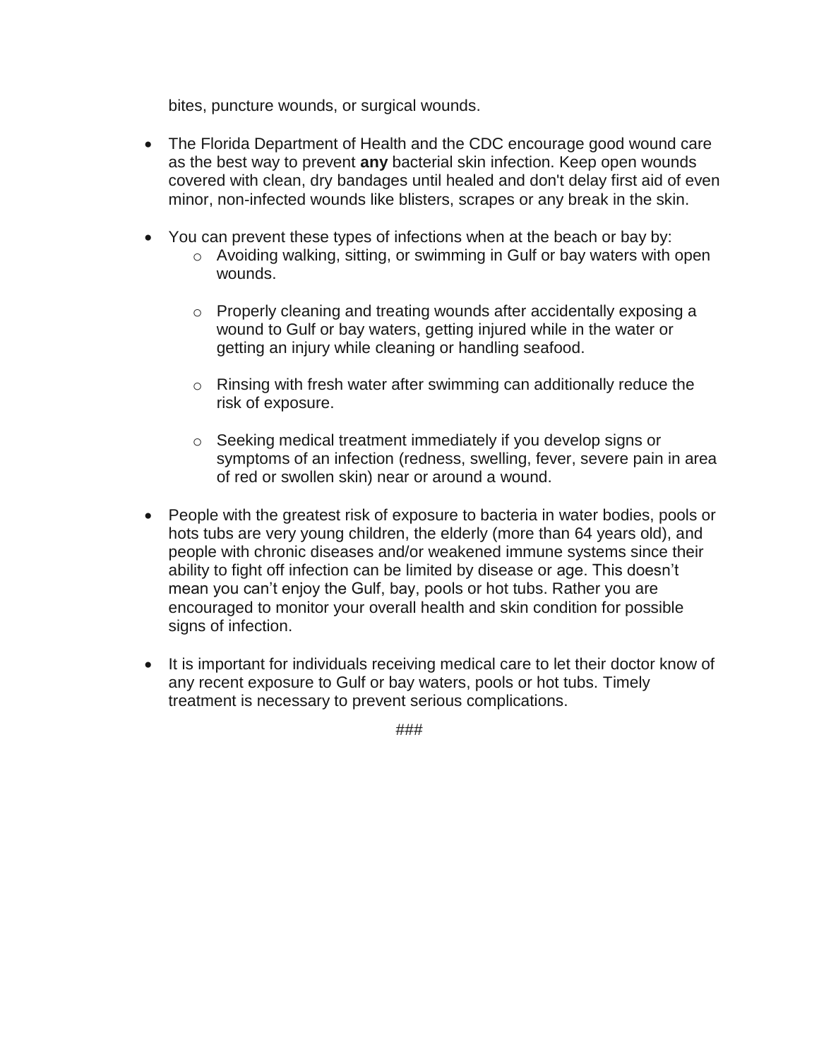bites, puncture wounds, or surgical wounds.

- The Florida Department of Health and the CDC encourage good wound care as the best way to prevent **any** bacterial skin infection. Keep open wounds covered with clean, dry bandages until healed and don't delay first aid of even minor, non-infected wounds like blisters, scrapes or any break in the skin.

- You can prevent these types of infections when at the beach or bay by:
  - Avoiding walking, sitting, or swimming in Gulf or bay waters with open wounds.
  - Properly cleaning and treating wounds after accidentally exposing a wound to Gulf or bay waters, getting injured while in the water or getting an injury while cleaning or handling seafood.
  - Rinsing with fresh water after swimming can additionally reduce the risk of exposure.
  - Seeking medical treatment immediately if you develop signs or symptoms of an infection (redness, swelling, fever, severe pain in area of red or swollen skin) near or around a wound.

- People with the greatest risk of exposure to bacteria in water bodies, pools or hots tubs are very young children, the elderly (more than 64 years old), and people with chronic diseases and/or weakened immune systems since their ability to fight off infection can be limited by disease or age. This doesn't mean you can't enjoy the Gulf, bay, pools or hot tubs. Rather you are encouraged to monitor your overall health and skin condition for possible signs of infection.

- It is important for individuals receiving medical care to let their doctor know of any recent exposure to Gulf or bay waters, pools or hot tubs. Timely treatment is necessary to prevent serious complications.

###